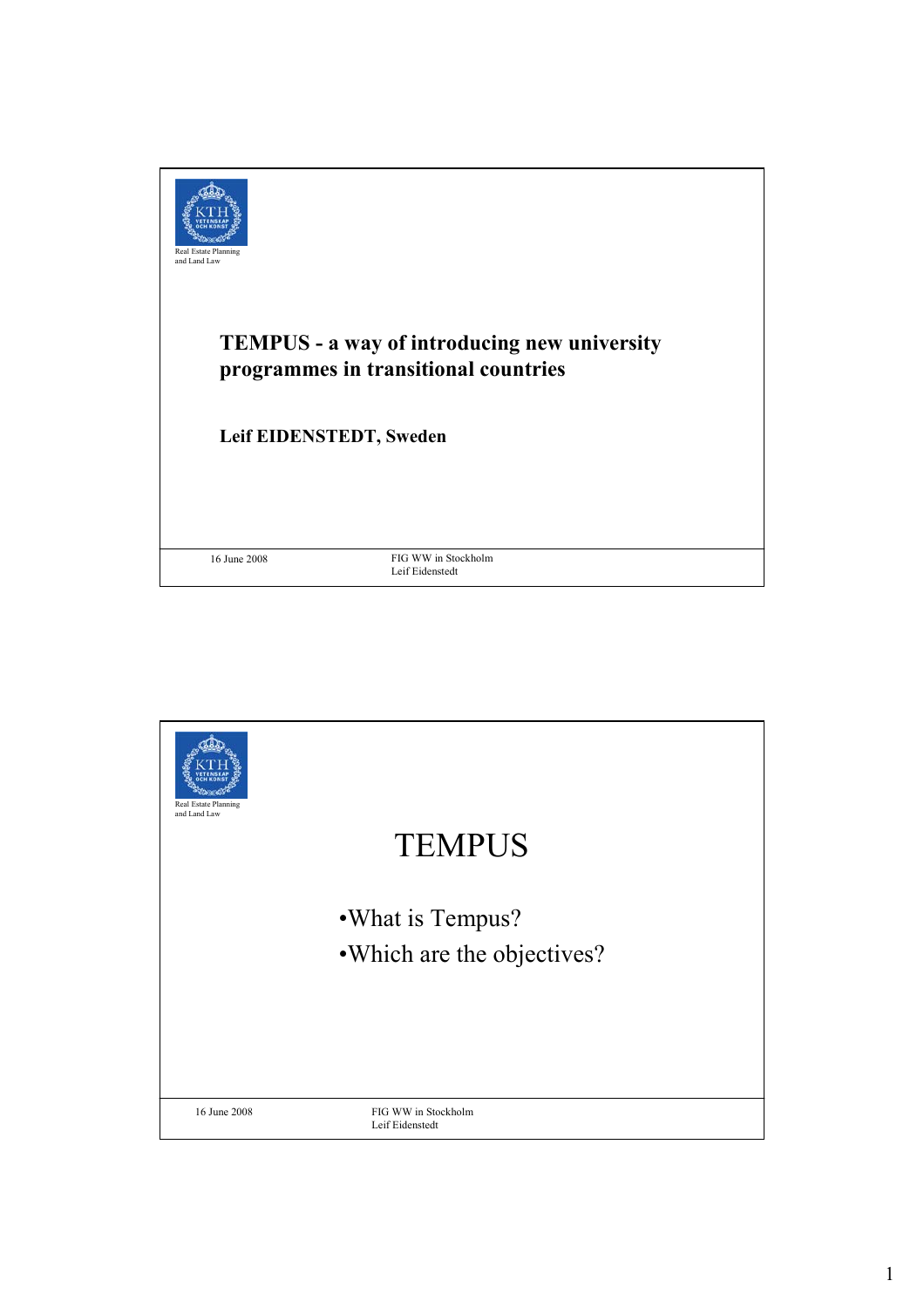# TEMPUS - a way of introducing new university programmes in transitional countries

**Leif EIDENSTEDT, Sweden**

## TEMPUS

- What is Tempus?
- Which are the objectives?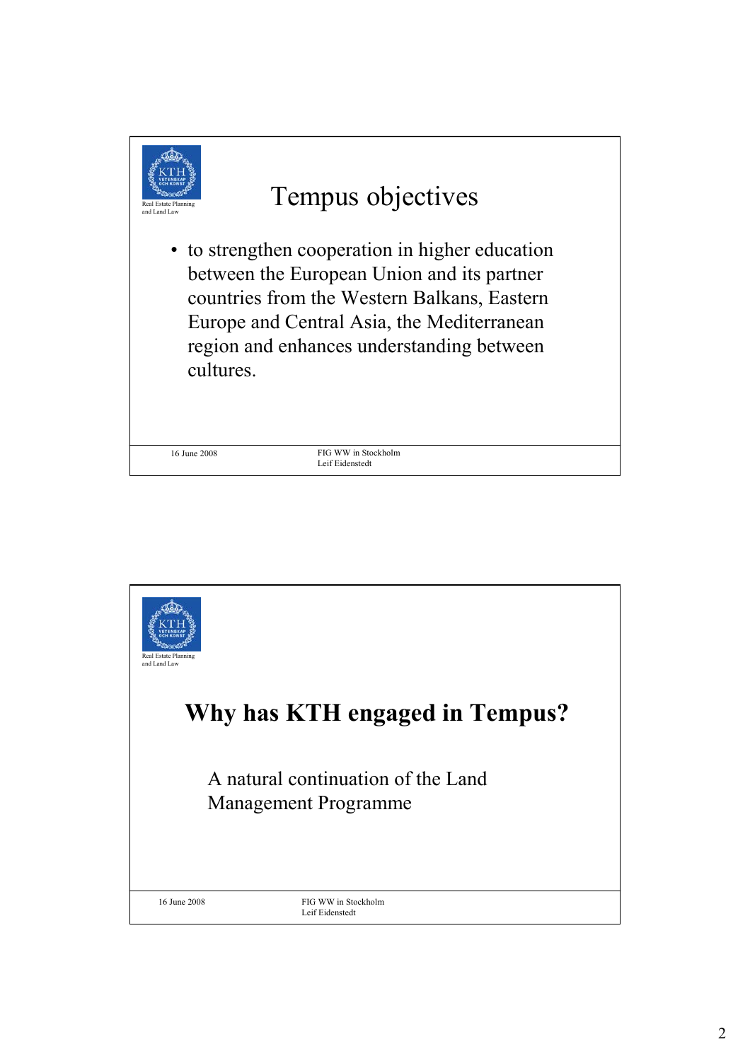# Tempus objectives

- to strengthen cooperation in higher education between the European Union and its partner countries from the Western Balkans, Eastern Europe and Central Asia, the Mediterranean region and enhances understanding between cultures.

# Why has KTH engaged in Tempus?

A natural continuation of the Land Management Programme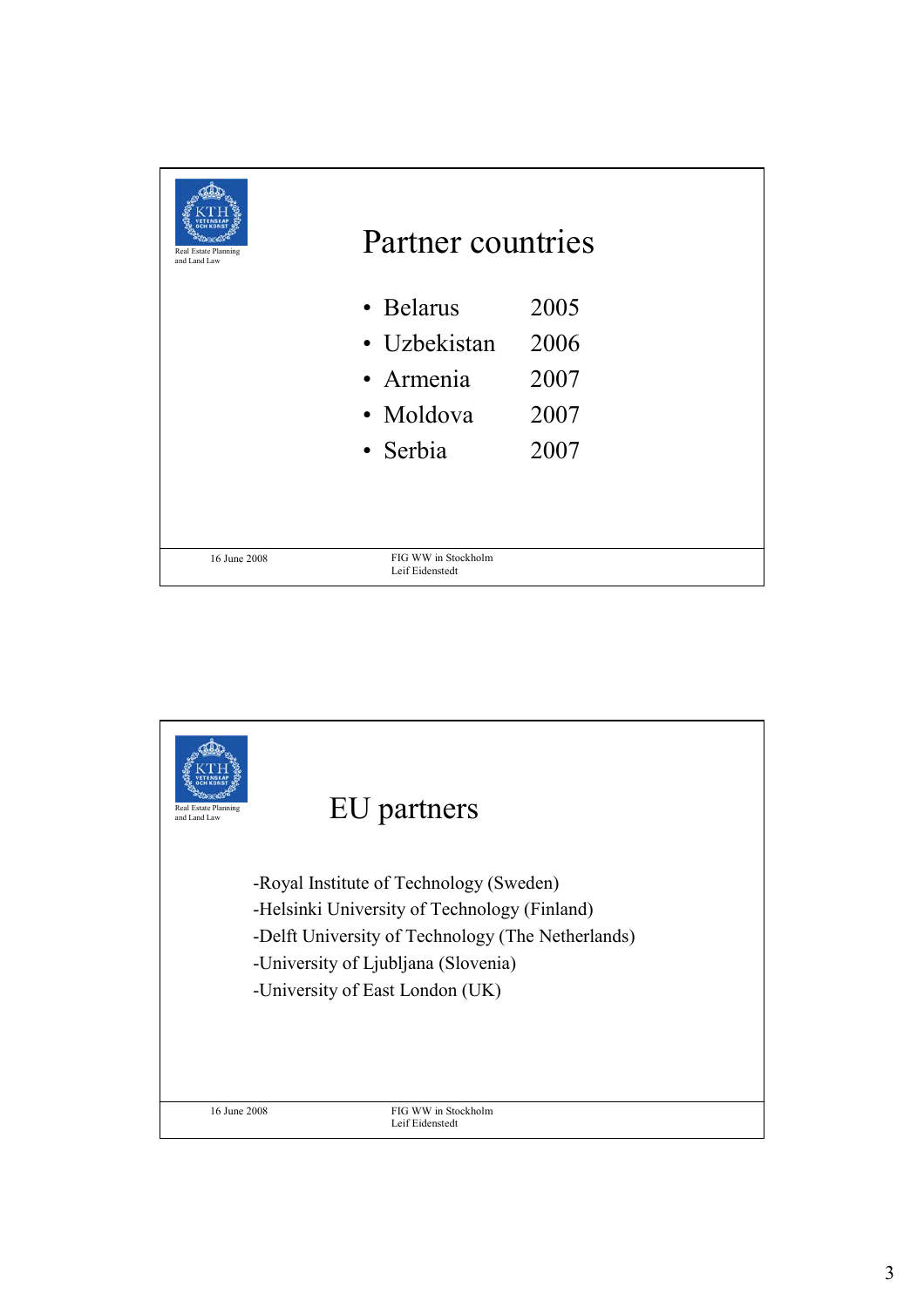## Partner countries

- Belarus 2005
- Uzbekistan 2006
- Armenia 2007
- Moldova 2007
- Serbia 2007

## EU partners

-Royal Institute of Technology (Sweden)
-Helsinki University of Technology (Finland)
-Delft University of Technology (The Netherlands)
-University of Ljubljana (Slovenia)
-University of East London (UK)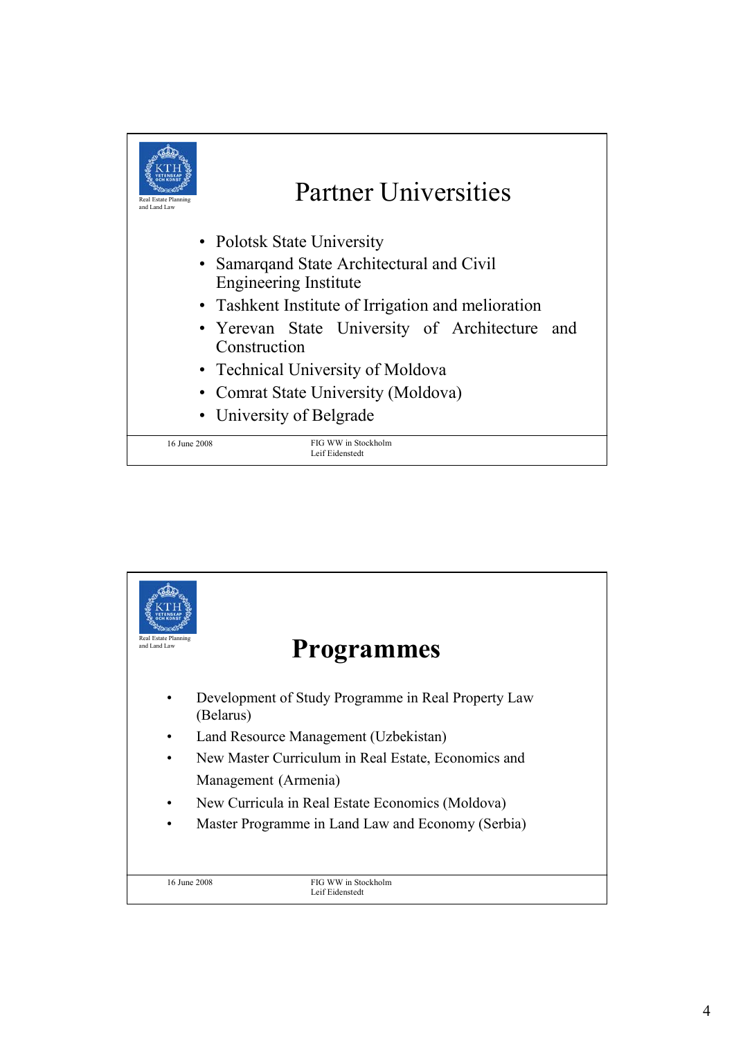## Partner Universities

- Polotsk State University
- Samarqand State Architectural and Civil Engineering Institute
- Tashkent Institute of Irrigation and melioration
- Yerevan State University of Architecture and Construction
- Technical University of Moldova
- Comrat State University (Moldova)
- University of Belgrade

16 June 2008 — FIG WW in Stockholm, Leif Eidenstedt

## Programmes

- Development of Study Programme in Real Property Law (Belarus)
- Land Resource Management (Uzbekistan)
- New Master Curriculum in Real Estate, Economics and Management (Armenia)
- New Curricula in Real Estate Economics (Moldova)
- Master Programme in Land Law and Economy (Serbia)

16 June 2008 — FIG WW in Stockholm, Leif Eidenstedt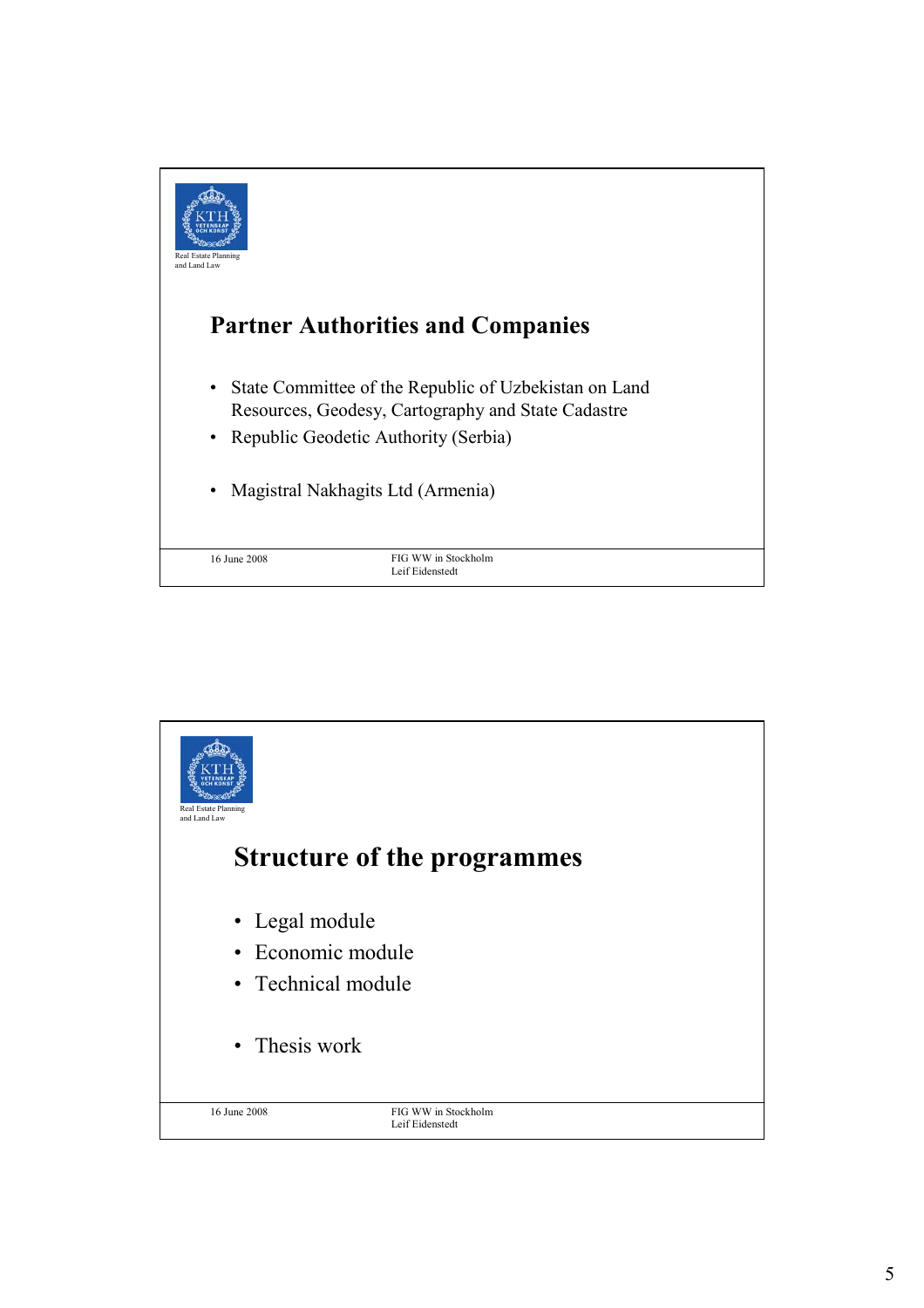## Partner Authorities and Companies

- State Committee of the Republic of Uzbekistan on Land Resources, Geodesy, Cartography and State Cadastre
- Republic Geodetic Authority (Serbia)
- Magistral Nakhagits Ltd (Armenia)

## Structure of the programmes

- Legal module
- Economic module
- Technical module
- Thesis work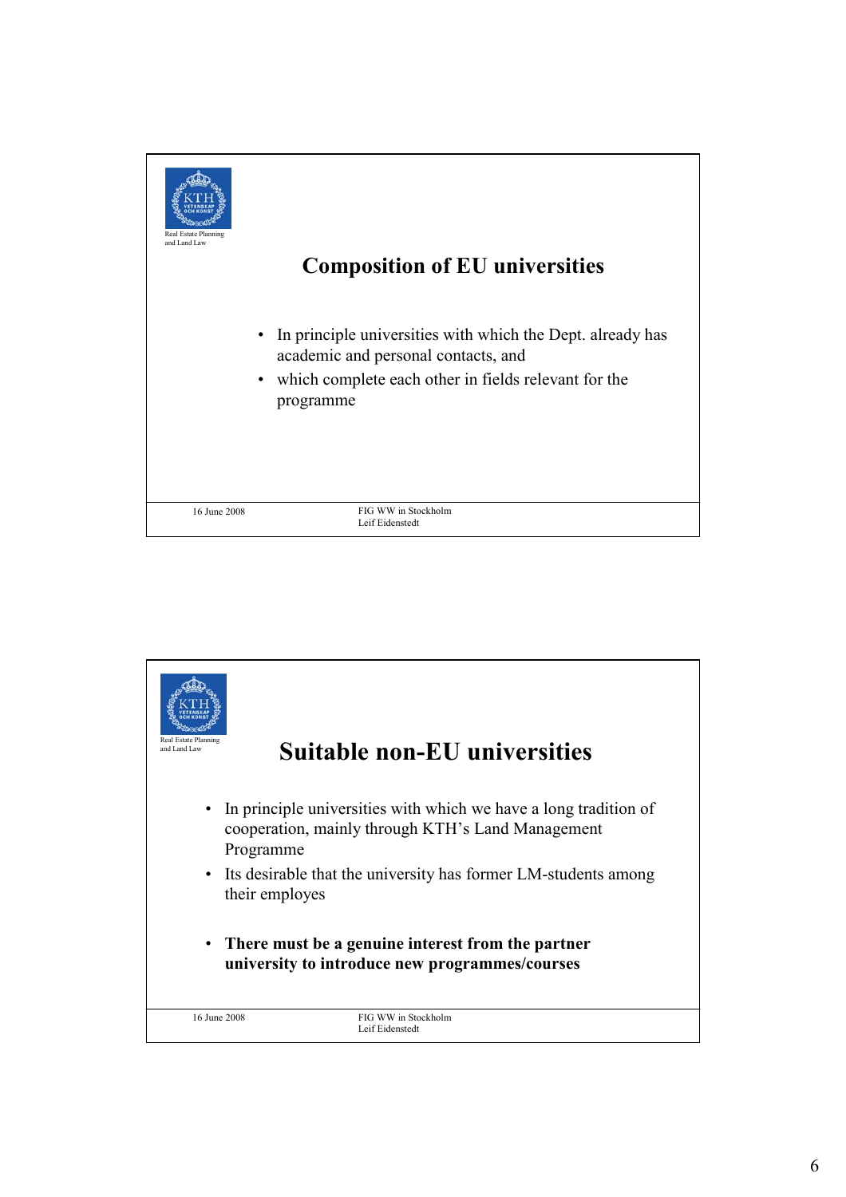## Composition of EU universities

- In principle universities with which the Dept. already has academic and personal contacts, and
- which complete each other in fields relevant for the programme

## Suitable non-EU universities

- In principle universities with which we have a long tradition of cooperation, mainly through KTH's Land Management Programme
- Its desirable that the university has former LM-students among their employes
- **There must be a genuine interest from the partner university to introduce new programmes/courses**